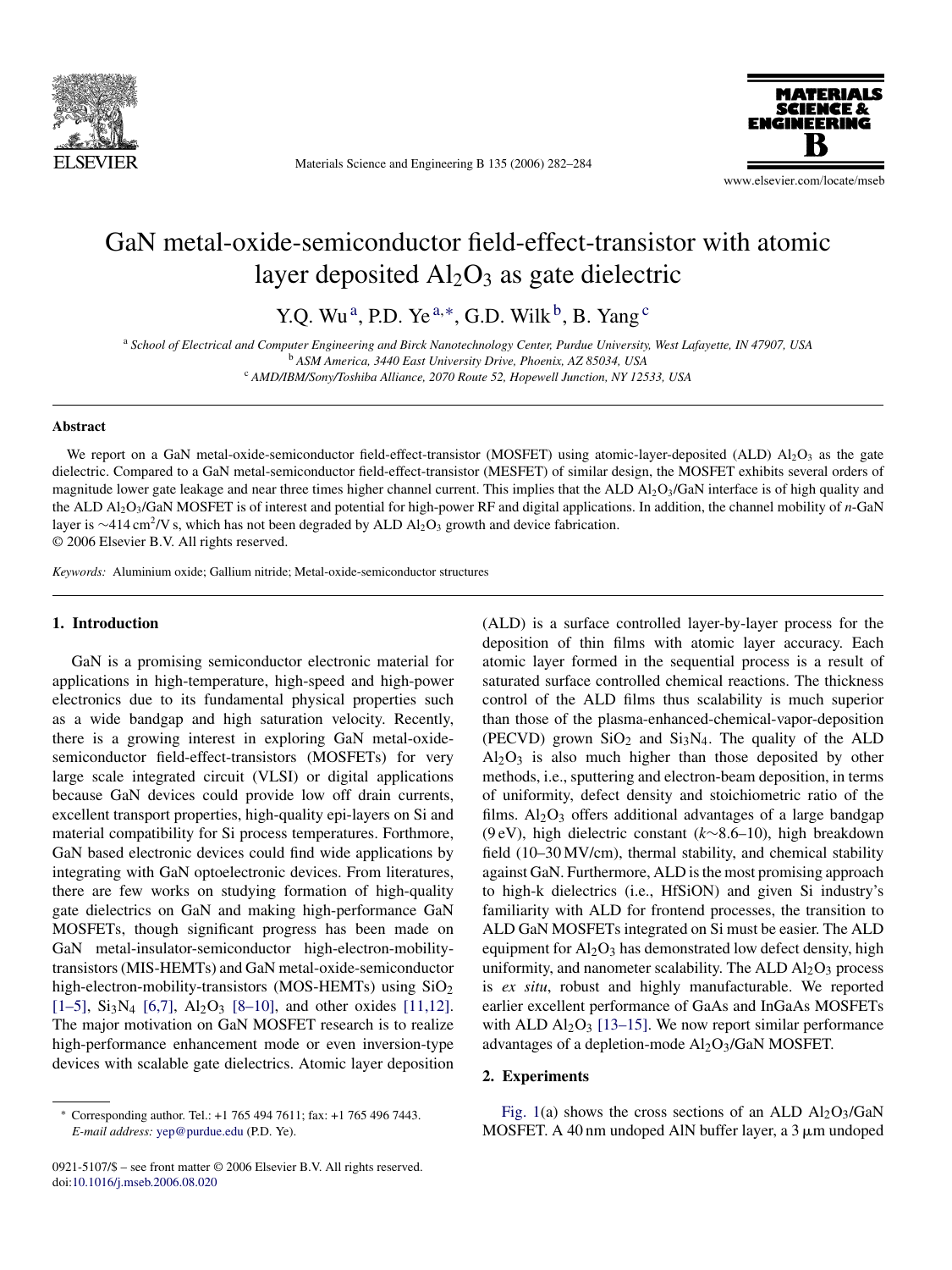# GaN metal-oxide-semiconductor field-effect-transistor with atomic layer deposited $Al_2O_3$ as gate dielectric

Y.Q. Wu[a], P.D. Ye[a,*], G.D. Wilk[b], B. Yang[c]

[a] *School of Electrical and Computer Engineering and Birck Nanotechnology Center, Purdue University, West Lafayette, IN 47907, USA*
[b] *ASM America, 3440 East University Drive, Phoenix, AZ 85034, USA*
[c] *AMD/IBM/Sony/Toshiba Alliance, 2070 Route 52, Hopewell Junction, NY 12533, USA*

### Abstract

We report on a GaN metal-oxide-semiconductor field-effect-transistor (MOSFET) using atomic-layer-deposited (ALD) $Al_2O_3$ as the gate dielectric. Compared to a GaN metal-semiconductor field-effect-transistor (MESFET) of similar design, the MOSFET exhibits several orders of magnitude lower gate leakage and near three times higher channel current. This implies that the ALD $Al_2O_3$/GaN interface is of high quality and the ALD $Al_2O_3$/GaN MOSFET is of interest and potential for high-power RF and digital applications. In addition, the channel mobility of *n*-GaN layer is ~414 $cm^2$/V s, which has not been degraded by ALD $Al_2O_3$ growth and device fabrication.
© 2006 Elsevier B.V. All rights reserved.

*Keywords:* Aluminium oxide; Gallium nitride; Metal-oxide-semiconductor structures

## 1. Introduction

GaN is a promising semiconductor electronic material for applications in high-temperature, high-speed and high-power electronics due to its fundamental physical properties such as a wide bandgap and high saturation velocity. Recently, there is a growing interest in exploring GaN metal-oxide-semiconductor field-effect-transistors (MOSFETs) for very large scale integrated circuit (VLSI) or digital applications because GaN devices could provide low off drain currents, excellent transport properties, high-quality epi-layers on Si and material compatibility for Si process temperatures. Forthmore, GaN based electronic devices could find wide applications by integrating with GaN optoelectronic devices. From literatures, there are few works on studying formation of high-quality gate dielectrics on GaN and making high-performance GaN MOSFETs, though significant progress has been made on GaN metal-insulator-semiconductor high-electron-mobility-transistors (MIS-HEMTs) and GaN metal-oxide-semiconductor high-electron-mobility-transistors (MOS-HEMTs) using $SiO_2$ [1–5], $Si_3N_4$ [6,7], $Al_2O_3$ [8–10], and other oxides [11,12]. The major motivation on GaN MOSFET research is to realize high-performance enhancement mode or even inversion-type devices with scalable gate dielectrics. Atomic layer deposition (ALD) is a surface controlled layer-by-layer process for the deposition of thin films with atomic layer accuracy. Each atomic layer formed in the sequential process is a result of saturated surface controlled chemical reactions. The thickness control of the ALD films thus scalability is much superior than those of the plasma-enhanced-chemical-vapor-deposition (PECVD) grown $SiO_2$ and $Si_3N_4$. The quality of the ALD $Al_2O_3$ is also much higher than those deposited by other methods, i.e., sputtering and electron-beam deposition, in terms of uniformity, defect density and stoichiometric ratio of the films. $Al_2O_3$ offers additional advantages of a large bandgap (9 eV), high dielectric constant ($k$~8.6–10), high breakdown field (10–30 MV/cm), thermal stability, and chemical stability against GaN. Furthermore, ALD is the most promising approach to high-k dielectrics (i.e., HfSiON) and given Si industry's familiarity with ALD for frontend processes, the transition to ALD GaN MOSFETs integrated on Si must be easier. The ALD equipment for $Al_2O_3$ has demonstrated low defect density, high uniformity, and nanometer scalability. The ALD $Al_2O_3$ process is *ex situ*, robust and highly manufacturable. We reported earlier excellent performance of GaAs and InGaAs MOSFETs with ALD $Al_2O_3$ [13–15]. We now report similar performance advantages of a depletion-mode $Al_2O_3$/GaN MOSFET.

## 2. Experiments

Fig. 1(a) shows the cross sections of an ALD $Al_2O_3$/GaN MOSFET. A 40 nm undoped AlN buffer layer, a 3 μm undoped

\* Corresponding author. Tel.: +1 765 494 7611; fax: +1 765 496 7443.
*E-mail address:* yep@purdue.edu (P.D. Ye).

0921-5107/$ – see front matter © 2006 Elsevier B.V. All rights reserved.
doi:10.1016/j.mseb.2006.08.020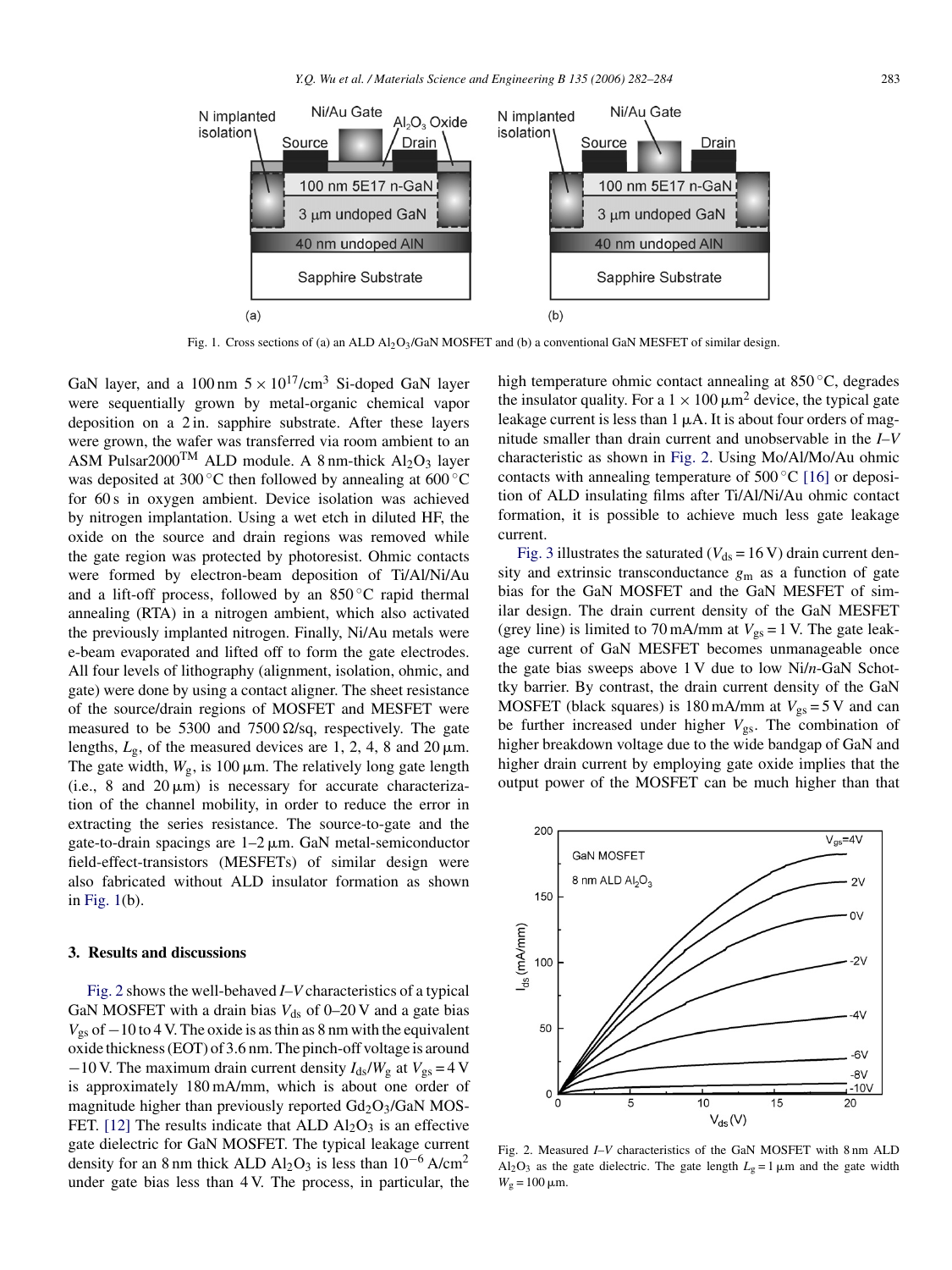Fig. 1. Cross sections of (a) an ALD $Al_2O_3$/GaN MOSFET and (b) a conventional GaN MESFET of similar design.

GaN layer, and a 100 nm $5 \times 10^{17}/cm^3$ Si-doped GaN layer were sequentially grown by metal-organic chemical vapor deposition on a 2 in. sapphire substrate. After these layers were grown, the wafer was transferred via room ambient to an ASM Pulsar2000™ ALD module. A 8 nm-thick $Al_2O_3$ layer was deposited at 300 °C then followed by annealing at 600 °C for 60 s in oxygen ambient. Device isolation was achieved by nitrogen implantation. Using a wet etch in diluted HF, the oxide on the source and drain regions was removed while the gate region was protected by photoresist. Ohmic contacts were formed by electron-beam deposition of Ti/Al/Ni/Au and a lift-off process, followed by an 850 °C rapid thermal annealing (RTA) in a nitrogen ambient, which also activated the previously implanted nitrogen. Finally, Ni/Au metals were e-beam evaporated and lifted off to form the gate electrodes. All four levels of lithography (alignment, isolation, ohmic, and gate) were done by using a contact aligner. The sheet resistance of the source/drain regions of MOSFET and MESFET were measured to be 5300 and 7500 Ω/sq, respectively. The gate lengths, $L_g$, of the measured devices are 1, 2, 4, 8 and 20 μm. The gate width, $W_g$, is 100 μm. The relatively long gate length (i.e., 8 and 20 μm) is necessary for accurate characterization of the channel mobility, in order to reduce the error in extracting the series resistance. The source-to-gate and the gate-to-drain spacings are 1–2 μm. GaN metal-semiconductor field-effect-transistors (MESFETs) of similar design were also fabricated without ALD insulator formation as shown in Fig. 1(b).

### 3. Results and discussions

Fig. 2 shows the well-behaved *I–V* characteristics of a typical GaN MOSFET with a drain bias $V_{ds}$ of 0–20 V and a gate bias $V_{gs}$ of −10 to 4 V. The oxide is as thin as 8 nm with the equivalent oxide thickness (EOT) of 3.6 nm. The pinch-off voltage is around −10 V. The maximum drain current density $I_{ds}/W_g$ at $V_{gs} = 4$ V is approximately 180 mA/mm, which is about one order of magnitude higher than previously reported $Gd_2O_3$/GaN MOSFET. [12] The results indicate that ALD $Al_2O_3$ is an effective gate dielectric for GaN MOSFET. The typical leakage current density for an 8 nm thick ALD $Al_2O_3$ is less than $10^{-6}$ A/cm$^2$ under gate bias less than 4 V. The process, in particular, the high temperature ohmic contact annealing at 850 °C, degrades the insulator quality. For a $1 \times 100$ μm$^2$ device, the typical gate leakage current is less than 1 μA. It is about four orders of magnitude smaller than drain current and unobservable in the *I–V* characteristic as shown in Fig. 2. Using Mo/Al/Mo/Au ohmic contacts with annealing temperature of 500 °C [16] or deposition of ALD insulating films after Ti/Al/Ni/Au ohmic contact formation, it is possible to achieve much less gate leakage current.

Fig. 3 illustrates the saturated ($V_{ds} = 16$ V) drain current density and extrinsic transconductance $g_m$ as a function of gate bias for the GaN MOSFET and the GaN MESFET of similar design. The drain current density of the GaN MESFET (grey line) is limited to 70 mA/mm at $V_{gs} = 1$ V. The gate leakage current of GaN MESFET becomes unmanageable once the gate bias sweeps above 1 V due to low Ni/*n*-GaN Schottky barrier. By contrast, the drain current density of the GaN MOSFET (black squares) is 180 mA/mm at $V_{gs} = 5$ V and can be further increased under higher $V_{gs}$. The combination of higher breakdown voltage due to the wide bandgap of GaN and higher drain current by employing gate oxide implies that the output power of the MOSFET can be much higher than that

Fig. 2. Measured *I–V* characteristics of the GaN MOSFET with 8 nm ALD $Al_2O_3$ as the gate dielectric. The gate length $L_g = 1$ μm and the gate width $W_g = 100$ μm.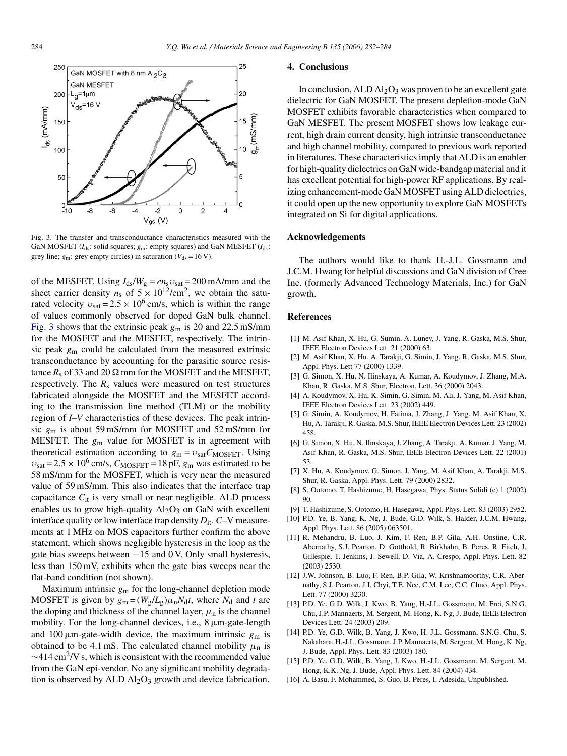GaN MOSFET with 8 nm $Al_2O_3$

GaN MESFET

$L_g$=1μm

$V_{ds}$=16 V

$I_{ds}$ (mA/mm)

$g_m$ (mS/mm)

$V_{gs}$ (V)

250
200
150
100
50
0

25
20
15
10
5
0

-10 -8 -6 -4 -2 0 2 4

Fig. 3. The transfer and transconductance characteristics measured with the GaN MOSFET ($I_{ds}$: solid squares; $g_m$: empty squares) and GaN MESFET ($I_{ds}$: grey line; $g_m$: grey empty circles) in saturation ($V_{ds}$ = 16 V).

of the MESFET. Using $I_{ds}/W_g = en_s\upsilon_{sat} = 200$ mA/mm and the sheet carrier density $n_s$ of $5 \times 10^{12}$/cm$^2$, we obtain the saturated velocity $\upsilon_{sat} = 2.5 \times 10^6$ cm/s, which is within the range of values commonly observed for doped GaN bulk channel. Fig. 3 shows that the extrinsic peak $g_m$ is 20 and 22.5 mS/mm for the MOSFET and the MESFET, respectively. The intrinsic peak $g_m$ could be calculated from the measured extrinsic transconductance by accounting for the parasitic source resistance $R_s$ of 33 and 20 Ω mm for the MOSFET and the MESFET, respectively. The $R_s$ values were measured on test structures fabricated alongside the MOSFET and the MESFET according to the transmission line method (TLM) or the mobility region of *I–V* characteristics of these devices. The peak intrinsic $g_m$ is about 59 mS/mm for MOSFET and 52 mS/mm for MESFET. The $g_m$ value for MOSFET is in agreement with theoretical estimation according to $g_m = \upsilon_{sat}C_{MOSFET}$. Using $\upsilon_{sat} = 2.5 \times 10^6$ cm/s, $C_{MOSFET} = 18$ pF, $g_m$ was estimated to be 58 mS/mm for the MOSFET, which is very near the measured value of 59 mS/mm. This also indicates that the interface trap capacitance $C_{it}$ is very small or near negligible. ALD process enables us to grow high-quality $Al_2O_3$ on GaN with excellent interface quality or low interface trap density $D_{it}$. *C*–V measurements at 1 MHz on MOS capacitors further confirm the above statement, which shows negligible hysteresis in the loop as the gate bias sweeps between −15 and 0 V. Only small hysteresis, less than 150 mV, exhibits when the gate bias sweeps near the flat-band condition (not shown).

Maximum intrinsic $g_m$ for the long-channel depletion mode MOSFET is given by $g_m = (W_g/L_g)\mu_n N_d t$, where $N_d$ and $t$ are the doping and thickness of the channel layer, $\mu_n$ is the channel mobility. For the long-channel devices, i.e., 8 μm-gate-length and 100 μm-gate-width device, the maximum intrinsic $g_m$ is obtained to be 4.1 mS. The calculated channel mobility $\mu_n$ is ∼414 cm$^2$/V s, which is consistent with the recommended value from the GaN epi-vendor. No any significant mobility degradation is observed by ALD $Al_2O_3$ growth and device fabrication.

## 4. Conclusions

In conclusion, ALD $Al_2O_3$ was proven to be an excellent gate dielectric for GaN MOSFET. The present depletion-mode GaN MOSFET exhibits favorable characteristics when compared to GaN MESFET. The present MOSFET shows low leakage current, high drain current density, high intrinsic transconductance and high channel mobility, compared to previous work reported in literatures. These characteristics imply that ALD is an enabler for high-quality dielectrics on GaN wide-bandgap material and it has excellent potential for high-power RF applications. By realizing enhancement-mode GaN MOSFET using ALD dielectrics, it could open up the new opportunity to explore GaN MOSFETs integrated on Si for digital applications.

## Acknowledgements

The authors would like to thank H.-J.L. Gossmann and J.C.M. Hwang for helpful discussions and GaN division of Cree Inc. (formerly Advanced Technology Materials, Inc.) for GaN growth.

## References

[1] M. Asif Khan, X. Hu, G. Sumin, A. Lunev, J. Yang, R. Gaska, M.S. Shur, IEEE Electron Devices Lett. 21 (2000) 63.

[2] M. Asif Khan, X. Hu, A. Tarakji, G. Simin, J. Yang, R. Gaska, M.S. Shur, Appl. Phys. Lett 77 (2000) 1339.

[3] G. Simon, X. Hu, N. Ilinskaya, A. Kumar, A. Koudymov, J. Zhang, M.A. Khan, R. Gaska, M.S. Shur, Electron. Lett. 36 (2000) 2043.

[4] A. Koudymov, X. Hu, K. Simin, G. Simin, M. Ali, J. Yang, M. Asif Khan, IEEE Electron Devices Lett. 23 (2002) 449.

[5] G. Simin, A. Koudymov, H. Fatima, J. Zhang, J. Yang, M. Asif Khan, X. Hu, A. Tarakji, R. Gaska, M.S. Shur, IEEE Electron Devices Lett. 23 (2002) 458.

[6] G. Simon, X. Hu, N. Ilinskaya, J. Zhang, A. Tarakji, A. Kumar, J. Yang, M. Asif Khan, R. Gaska, M.S. Shur, IEEE Electron Devices Lett. 22 (2001) 53.

[7] X. Hu, A. Koudymov, G. Simon, J. Yang, M. Asif Khan, A. Tarakji, M.S. Shur, R. Gaska, Appl. Phys. Lett. 79 (2000) 2832.

[8] S. Ootomo, T. Hashizume, H. Hasegawa, Phys. Status Solidi (c) 1 (2002) 90.

[9] T. Hashizume, S. Ootomo, H. Hasegawa, Appl. Phys. Lett. 83 (2003) 2952.

[10] P.D. Ye, B. Yang, K. Ng, J. Bude, G.D. Wilk, S. Halder, J.C.M. Hwang, Appl. Phys. Lett. 86 (2005) 063501.

[11] R. Mehandru, B. Luo, J. Kim, F. Ren, B.P. Gila, A.H. Onstine, C.R. Abernathy, S.J. Pearton, D. Gotthold, R. Birkhahn, B. Peres, R. Fitch, J. Gillespie, T. Jenkins, J. Sewell, D. Via, A. Crespo, Appl. Phys. Lett. 82 (2003) 2530.

[12] J.W. Johnson, B. Luo, F. Ren, B.P. Gila, W. Krishnamoorthy, C.R. Abernathy, S.J. Pearton, J.I. Chyi, T.E. Nee, C.M. Lee, C.C. Chuo, Appl. Phys. Lett. 77 (2000) 3230.

[13] P.D. Ye, G.D. Wilk, J. Kwo, B. Yang, H.-J.L. Gossmann, M. Frei, S.N.G. Chu, J.P. Mannaerts, M. Sergent, M. Hong, K. Ng, J. Bude, IEEE Electron Devices Lett. 24 (2003) 209.

[14] P.D. Ye, G.D. Wilk, B. Yang, J. Kwo, H.-J.L. Gossmann, S.N.G. Chu, S. Nakahara, H.-J.L. Gossmann, J.P. Mannaerts, M. Sergent, M. Hong, K. Ng, J. Bude, Appl. Phys. Lett. 83 (2003) 180.

[15] P.D. Ye, G.D. Wilk, B. Yang, J. Kwo, H.-J.L. Gossmann, M. Sergent, M. Hong, K.K. Ng, J. Bude, Appl. Phys. Lett. 84 (2004) 434.

[16] A. Basu, F. Mohammed, S. Guo, B. Peres, I. Adesida, Unpublished.